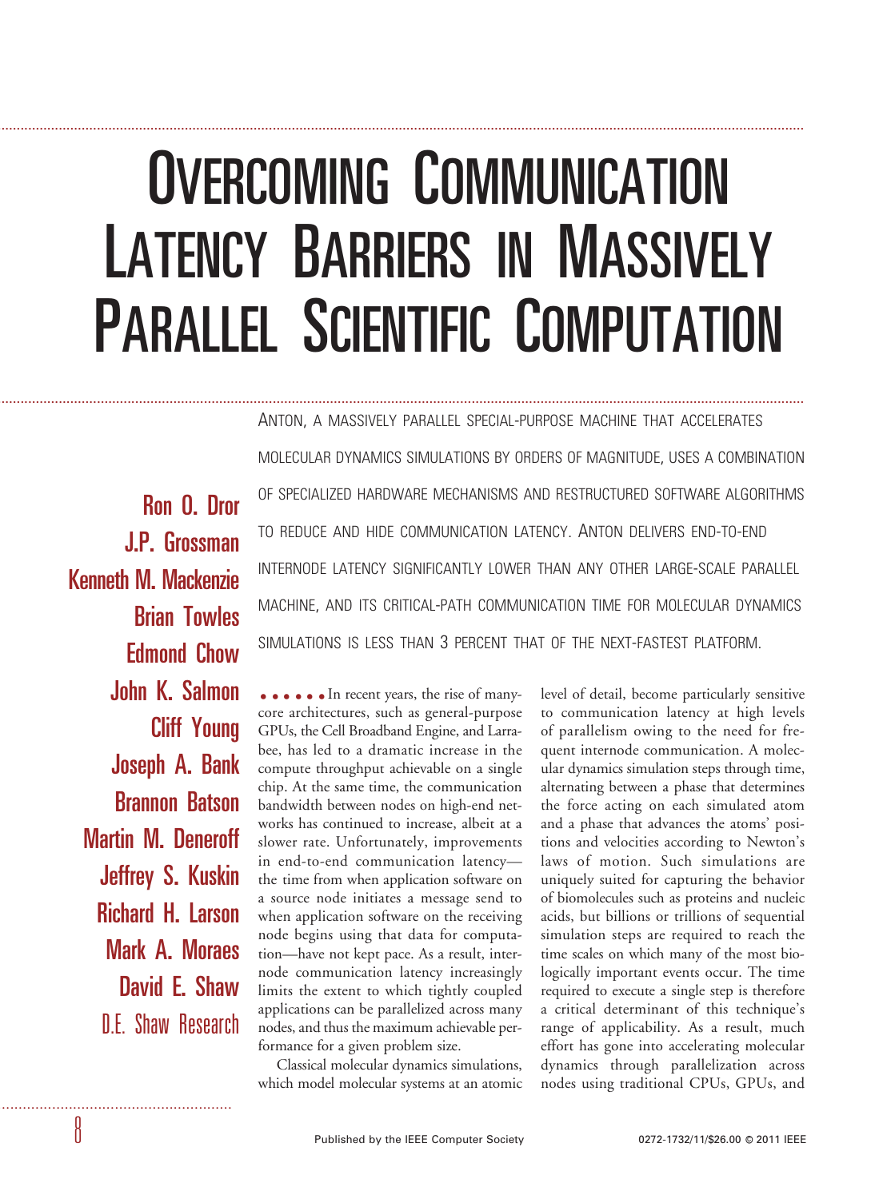# Overcoming Communication Latency Barriers in Massively Parallel Scientific Computation

Anton, a massively parallel special-purpose machine that accelerates molecular dynamics simulations by orders of magnitude, uses a combination of specialized hardware mechanisms and restructured software algorithms to reduce and hide communication latency. Anton delivers end-to-end internode latency significantly lower than any other large-scale parallel machine, and its critical-path communication time for molecular dynamics simulations is less than 3 percent that of the next-fastest platform.

**Ron O. Dror**
**J.P. Grossman**
**Kenneth M. Mackenzie**
**Brian Towles**
**Edmond Chow**
**John K. Salmon**
**Cliff Young**
**Joseph A. Bank**
**Brannon Batson**
**Martin M. Deneroff**
**Jeffrey S. Kuskin**
**Richard H. Larson**
**Mark A. Moraes**
**David E. Shaw**
D.E. Shaw Research

In recent years, the rise of many-core architectures, such as general-purpose GPUs, the Cell Broadband Engine, and Larrabee, has led to a dramatic increase in the compute throughput achievable on a single chip. At the same time, the communication bandwidth between nodes on high-end networks has continued to increase, albeit at a slower rate. Unfortunately, improvements in end-to-end communication latency—the time from when application software on a source node initiates a message send to when application software on the receiving node begins using that data for computation—have not kept pace. As a result, internode communication latency increasingly limits the extent to which tightly coupled applications can be parallelized across many nodes, and thus the maximum achievable performance for a given problem size.

Classical molecular dynamics simulations, which model molecular systems at an atomic level of detail, become particularly sensitive to communication latency at high levels of parallelism owing to the need for frequent internode communication. A molecular dynamics simulation steps through time, alternating between a phase that determines the force acting on each simulated atom and a phase that advances the atoms' positions and velocities according to Newton's laws of motion. Such simulations are uniquely suited for capturing the behavior of biomolecules such as proteins and nucleic acids, but billions or trillions of sequential simulation steps are required to reach the time scales on which many of the most biologically important events occur. The time required to execute a single step is therefore a critical determinant of this technique's range of applicability. As a result, much effort has gone into accelerating molecular dynamics through parallelization across nodes using traditional CPUs, GPUs, and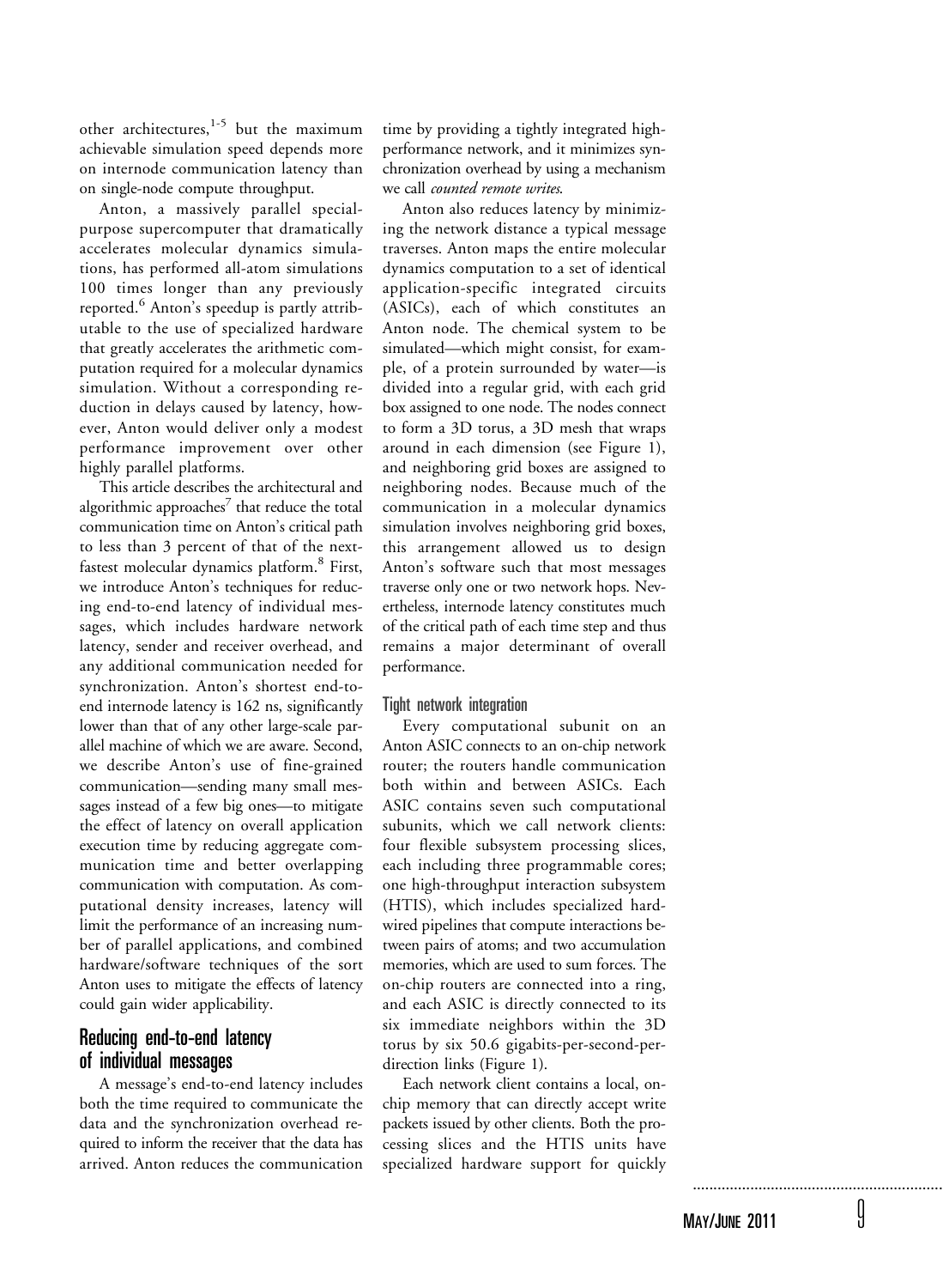other architectures,[1-5] but the maximum achievable simulation speed depends more on internode communication latency than on single-node compute throughput.

Anton, a massively parallel special-purpose supercomputer that dramatically accelerates molecular dynamics simulations, has performed all-atom simulations 100 times longer than any previously reported.[6] Anton's speedup is partly attributable to the use of specialized hardware that greatly accelerates the arithmetic computation required for a molecular dynamics simulation. Without a corresponding reduction in delays caused by latency, however, Anton would deliver only a modest performance improvement over other highly parallel platforms.

This article describes the architectural and algorithmic approaches[7] that reduce the total communication time on Anton's critical path to less than 3 percent of that of the next-fastest molecular dynamics platform.[8] First, we introduce Anton's techniques for reducing end-to-end latency of individual messages, which includes hardware network latency, sender and receiver overhead, and any additional communication needed for synchronization. Anton's shortest end-to-end internode latency is 162 ns, significantly lower than that of any other large-scale parallel machine of which we are aware. Second, we describe Anton's use of fine-grained communication—sending many small messages instead of a few big ones—to mitigate the effect of latency on overall application execution time by reducing aggregate communication time and better overlapping communication with computation. As computational density increases, latency will limit the performance of an increasing number of parallel applications, and combined hardware/software techniques of the sort Anton uses to mitigate the effects of latency could gain wider applicability.

## Reducing end-to-end latency of individual messages

A message's end-to-end latency includes both the time required to communicate the data and the synchronization overhead required to inform the receiver that the data has arrived. Anton reduces the communication time by providing a tightly integrated high-performance network, and it minimizes synchronization overhead by using a mechanism we call *counted remote writes*.

Anton also reduces latency by minimizing the network distance a typical message traverses. Anton maps the entire molecular dynamics computation to a set of identical application-specific integrated circuits (ASICs), each of which constitutes an Anton node. The chemical system to be simulated—which might consist, for example, of a protein surrounded by water—is divided into a regular grid, with each grid box assigned to one node. The nodes connect to form a 3D torus, a 3D mesh that wraps around in each dimension (see Figure 1), and neighboring grid boxes are assigned to neighboring nodes. Because much of the communication in a molecular dynamics simulation involves neighboring grid boxes, this arrangement allowed us to design Anton's software such that most messages traverse only one or two network hops. Nevertheless, internode latency constitutes much of the critical path of each time step and thus remains a major determinant of overall performance.

### Tight network integration

Every computational subunit on an Anton ASIC connects to an on-chip network router; the routers handle communication both within and between ASICs. Each ASIC contains seven such computational subunits, which we call network clients: four flexible subsystem processing slices, each including three programmable cores; one high-throughput interaction subsystem (HTIS), which includes specialized hardwired pipelines that compute interactions between pairs of atoms; and two accumulation memories, which are used to sum forces. The on-chip routers are connected into a ring, and each ASIC is directly connected to its six immediate neighbors within the 3D torus by six 50.6 gigabits-per-second-per-direction links (Figure 1).

Each network client contains a local, on-chip memory that can directly accept write packets issued by other clients. Both the processing slices and the HTIS units have specialized hardware support for quickly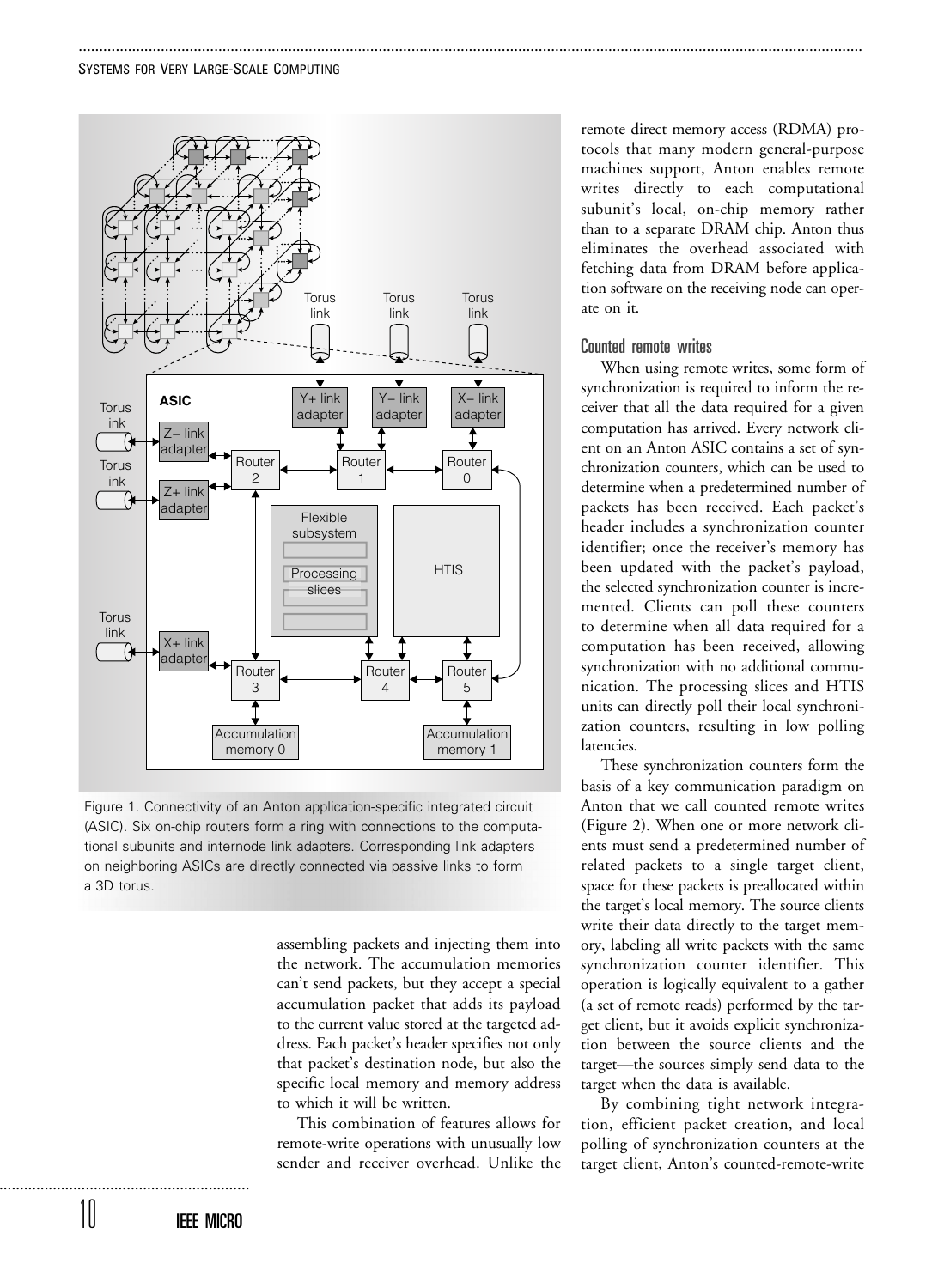Figure 1. Connectivity of an Anton application-specific integrated circuit (ASIC). Six on-chip routers form a ring with connections to the computational subunits and internode link adapters. Corresponding link adapters on neighboring ASICs are directly connected via passive links to form a 3D torus.

assembling packets and injecting them into the network. The accumulation memories can't send packets, but they accept a special accumulation packet that adds its payload to the current value stored at the targeted address. Each packet's header specifies not only that packet's destination node, but also the specific local memory and memory address to which it will be written.

This combination of features allows for remote-write operations with unusually low sender and receiver overhead. Unlike the remote direct memory access (RDMA) protocols that many modern general-purpose machines support, Anton enables remote writes directly to each computational subunit's local, on-chip memory rather than to a separate DRAM chip. Anton thus eliminates the overhead associated with fetching data from DRAM before application software on the receiving node can operate on it.

### Counted remote writes

When using remote writes, some form of synchronization is required to inform the receiver that all the data required for a given computation has arrived. Every network client on an Anton ASIC contains a set of synchronization counters, which can be used to determine when a predetermined number of packets has been received. Each packet's header includes a synchronization counter identifier; once the receiver's memory has been updated with the packet's payload, the selected synchronization counter is incremented. Clients can poll these counters to determine when all data required for a computation has been received, allowing synchronization with no additional communication. The processing slices and HTIS units can directly poll their local synchronization counters, resulting in low polling latencies.

These synchronization counters form the basis of a key communication paradigm on Anton that we call counted remote writes (Figure 2). When one or more network clients must send a predetermined number of related packets to a single target client, space for these packets is preallocated within the target's local memory. The source clients write their data directly to the target memory, labeling all write packets with the same synchronization counter identifier. This operation is logically equivalent to a gather (a set of remote reads) performed by the target client, but it avoids explicit synchronization between the source clients and the target—the sources simply send data to the target when the data is available.

By combining tight network integration, efficient packet creation, and local polling of synchronization counters at the target client, Anton's counted-remote-write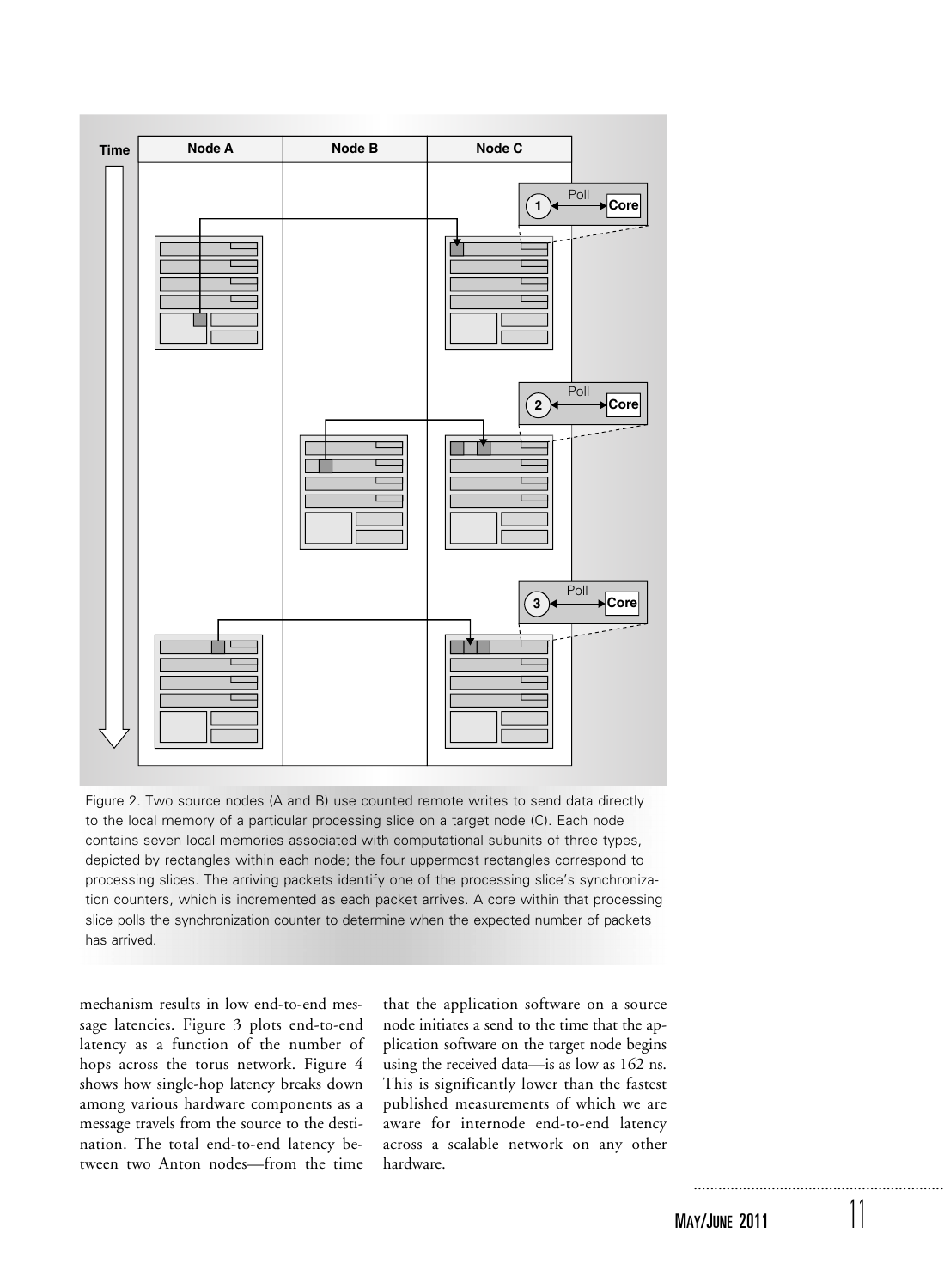Figure 2. Two source nodes (A and B) use counted remote writes to send data directly to the local memory of a particular processing slice on a target node (C). Each node contains seven local memories associated with computational subunits of three types, depicted by rectangles within each node; the four uppermost rectangles correspond to processing slices. The arriving packets identify one of the processing slice's synchronization counters, which is incremented as each packet arrives. A core within that processing slice polls the synchronization counter to determine when the expected number of packets has arrived.

mechanism results in low end-to-end message latencies. Figure 3 plots end-to-end latency as a function of the number of hops across the torus network. Figure 4 shows how single-hop latency breaks down among various hardware components as a message travels from the source to the destination. The total end-to-end latency between two Anton nodes—from the time that the application software on a source node initiates a send to the time that the application software on the target node begins using the received data—is as low as 162 ns. This is significantly lower than the fastest published measurements of which we are aware for internode end-to-end latency across a scalable network on any other hardware.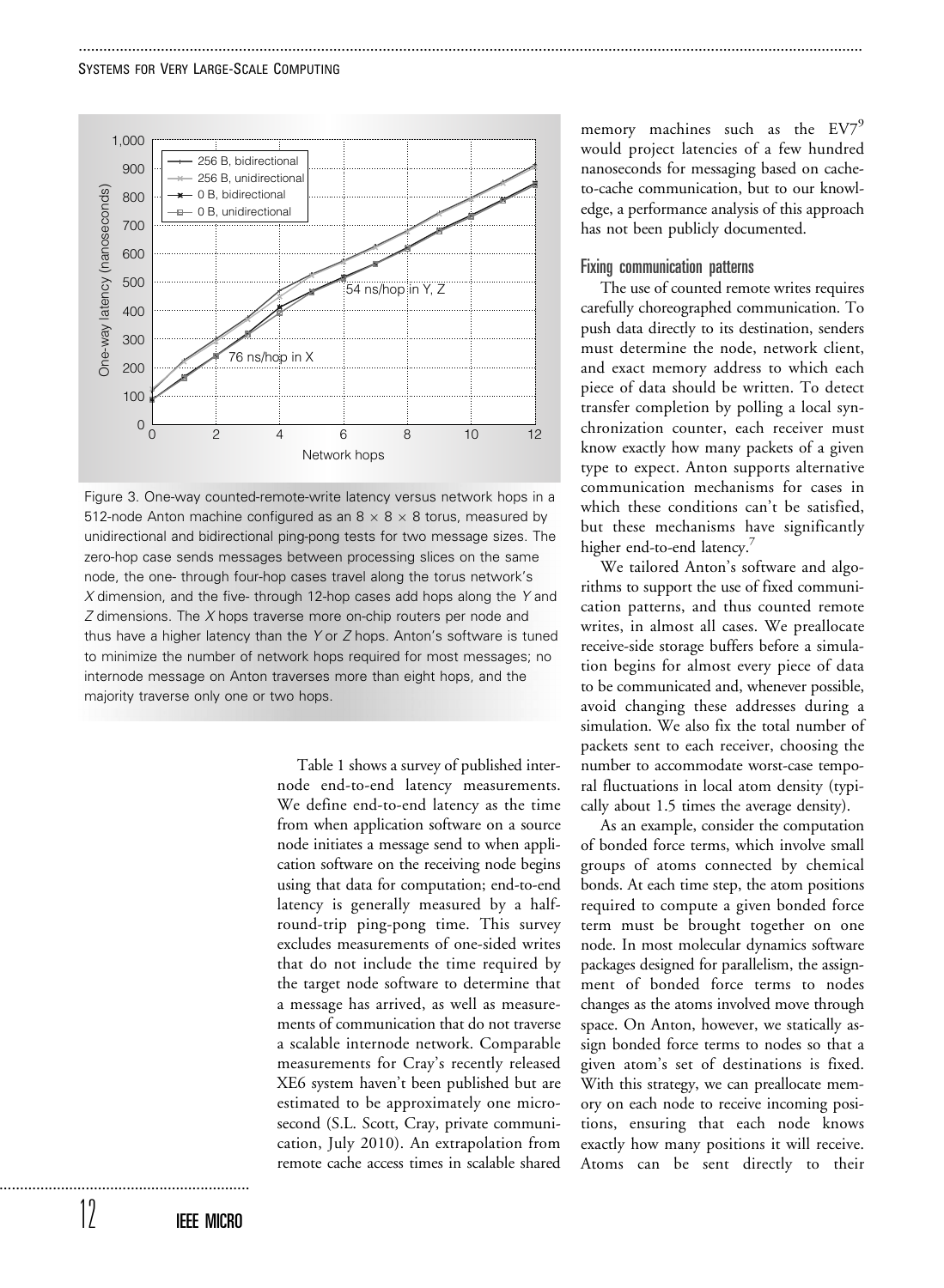Figure 3. One-way counted-remote-write latency versus network hops in a 512-node Anton machine configured as an 8 × 8 × 8 torus, measured by unidirectional and bidirectional ping-pong tests for two message sizes. The zero-hop case sends messages between processing slices on the same node, the one- through four-hop cases travel along the torus network's *X* dimension, and the five- through 12-hop cases add hops along the *Y* and *Z* dimensions. The *X* hops traverse more on-chip routers per node and thus have a higher latency than the *Y* or *Z* hops. Anton's software is tuned to minimize the number of network hops required for most messages; no internode message on Anton traverses more than eight hops, and the majority traverse only one or two hops.

Table 1 shows a survey of published internode end-to-end latency measurements. We define end-to-end latency as the time from when application software on a source node initiates a message send to when application software on the receiving node begins using that data for computation; end-to-end latency is generally measured by a half-round-trip ping-pong time. This survey excludes measurements of one-sided writes that do not include the time required by the target node software to determine that a message has arrived, as well as measurements of communication that do not traverse a scalable internode network. Comparable measurements for Cray's recently released XE6 system haven't been published but are estimated to be approximately one microsecond (S.L. Scott, Cray, private communication, July 2010). An extrapolation from remote cache access times in scalable shared memory machines such as the EV7[9] would project latencies of a few hundred nanoseconds for messaging based on cache-to-cache communication, but to our knowledge, a performance analysis of this approach has not been publicly documented.

### Fixing communication patterns

The use of counted remote writes requires carefully choreographed communication. To push data directly to its destination, senders must determine the node, network client, and exact memory address to which each piece of data should be written. To detect transfer completion by polling a local synchronization counter, each receiver must know exactly how many packets of a given type to expect. Anton supports alternative communication mechanisms for cases in which these conditions can't be satisfied, but these mechanisms have significantly higher end-to-end latency.[7]

We tailored Anton's software and algorithms to support the use of fixed communication patterns, and thus counted remote writes, in almost all cases. We preallocate receive-side storage buffers before a simulation begins for almost every piece of data to be communicated and, whenever possible, avoid changing these addresses during a simulation. We also fix the total number of packets sent to each receiver, choosing the number to accommodate worst-case temporal fluctuations in local atom density (typically about 1.5 times the average density).

As an example, consider the computation of bonded force terms, which involve small groups of atoms connected by chemical bonds. At each time step, the atom positions required to compute a given bonded force term must be brought together on one node. In most molecular dynamics software packages designed for parallelism, the assignment of bonded force terms to nodes changes as the atoms involved move through space. On Anton, however, we statically assign bonded force terms to nodes so that a given atom's set of destinations is fixed. With this strategy, we can preallocate memory on each node to receive incoming positions, ensuring that each node knows exactly how many positions it will receive. Atoms can be sent directly to their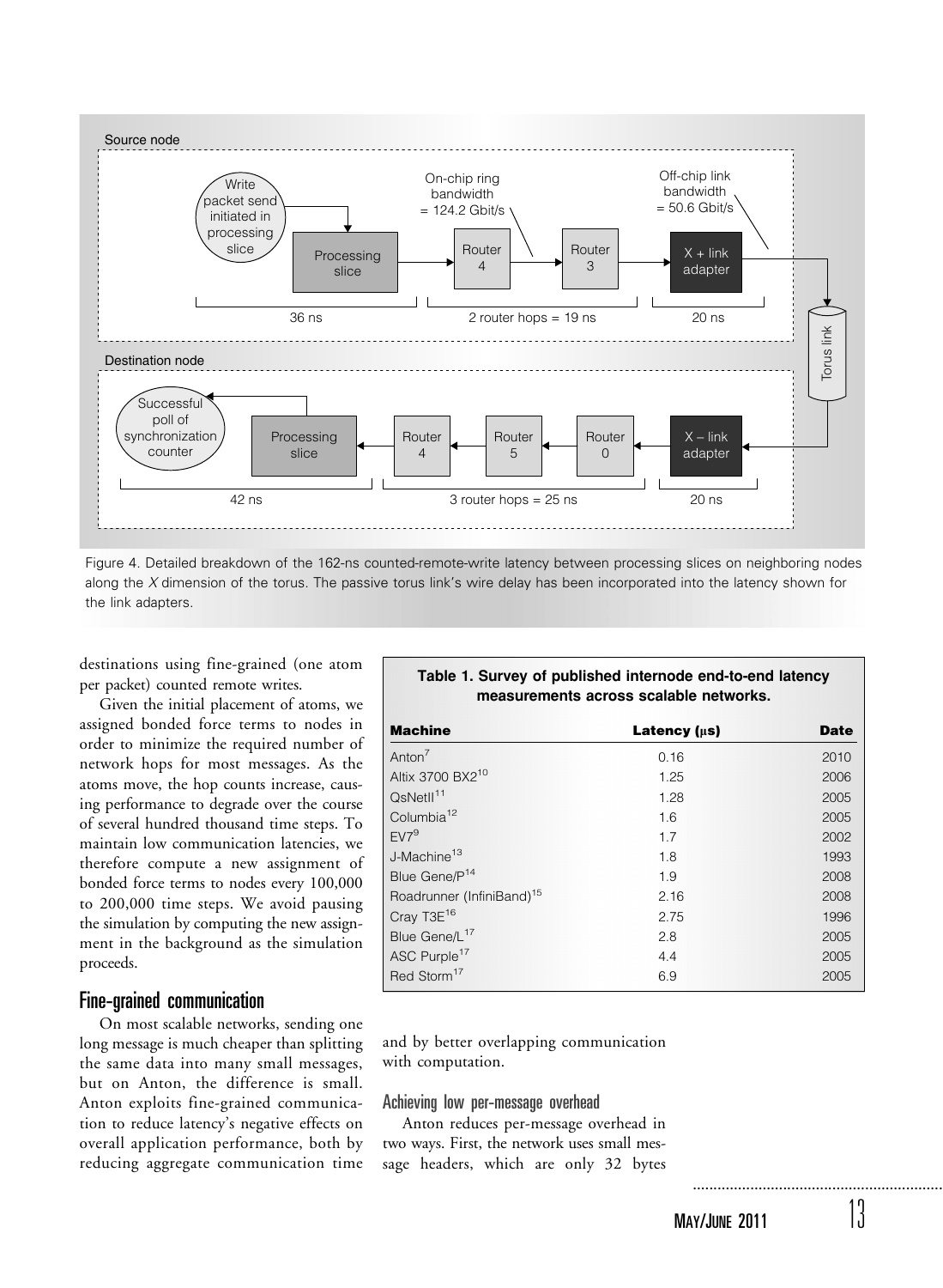Figure 4. Detailed breakdown of the 162-ns counted-remote-write latency between processing slices on neighboring nodes along the *X* dimension of the torus. The passive torus link's wire delay has been incorporated into the latency shown for the link adapters.

destinations using fine-grained (one atom per packet) counted remote writes.

Given the initial placement of atoms, we assigned bonded force terms to nodes in order to minimize the required number of network hops for most messages. As the atoms move, the hop counts increase, causing performance to degrade over the course of several hundred thousand time steps. To maintain low communication latencies, we therefore compute a new assignment of bonded force terms to nodes every 100,000 to 200,000 time steps. We avoid pausing the simulation by computing the new assignment in the background as the simulation proceeds.

**Table 1. Survey of published internode end-to-end latency measurements across scalable networks.**

| Machine | Latency (μs) | Date |
|---|---|---|
| Anton[7] | 0.16 | 2010 |
| Altix 3700 BX2[10] | 1.25 | 2006 |
| QsNetII[11] | 1.28 | 2005 |
| Columbia[12] | 1.6 | 2005 |
| EV7[9] | 1.7 | 2002 |
| J-Machine[13] | 1.8 | 1993 |
| Blue Gene/P[14] | 1.9 | 2008 |
| Roadrunner (InfiniBand)[15] | 2.16 | 2008 |
| Cray T3E[16] | 2.75 | 1996 |
| Blue Gene/L[17] | 2.8 | 2005 |
| ASC Purple[17] | 4.4 | 2005 |
| Red Storm[17] | 6.9 | 2005 |

## Fine-grained communication

On most scalable networks, sending one long message is much cheaper than splitting the same data into many small messages, but on Anton, the difference is small. Anton exploits fine-grained communication to reduce latency's negative effects on overall application performance, both by reducing aggregate communication time and by better overlapping communication with computation.

### Achieving low per-message overhead

Anton reduces per-message overhead in two ways. First, the network uses small message headers, which are only 32 bytes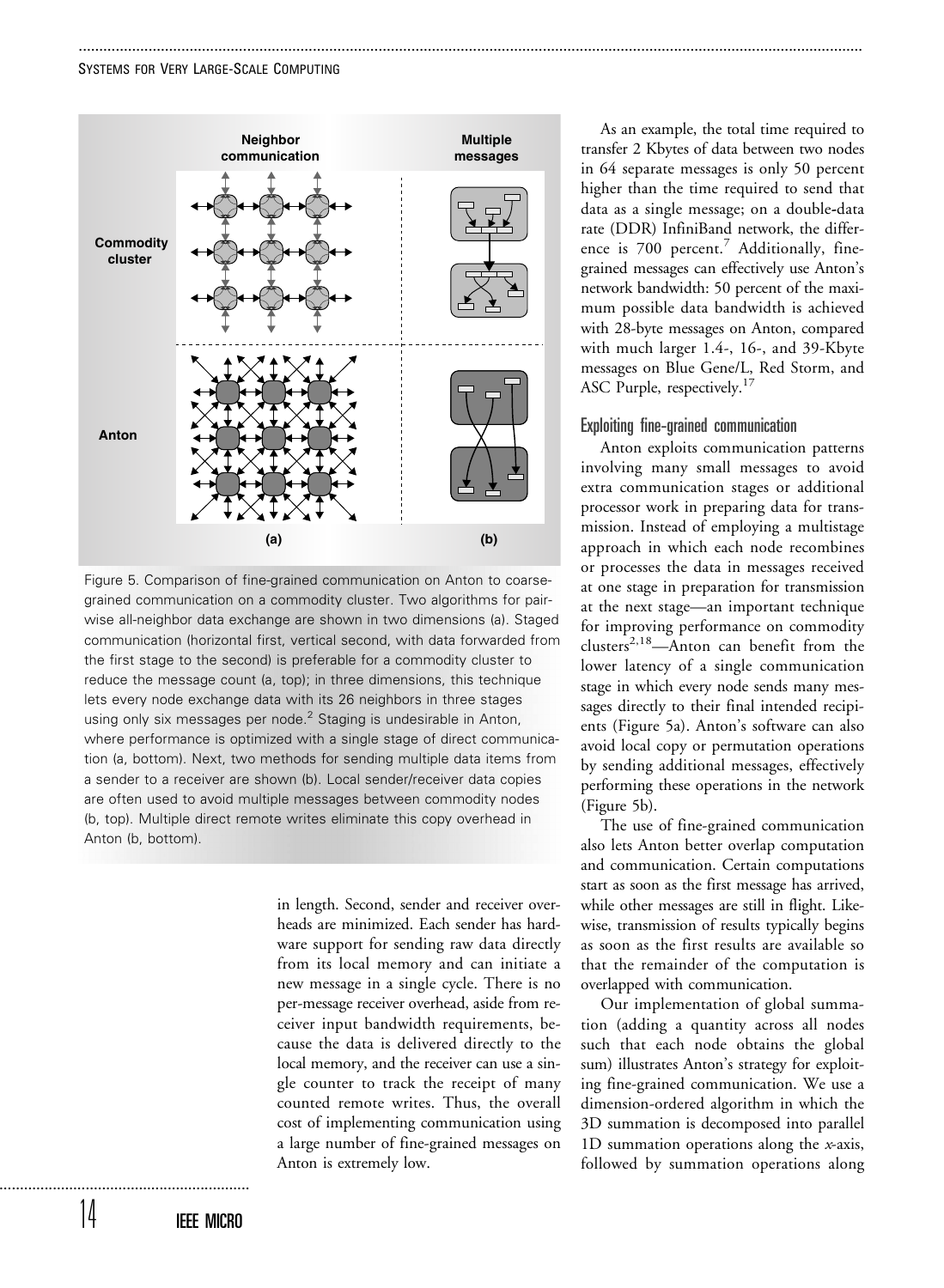Figure 5. Comparison of fine-grained communication on Anton to coarse-grained communication on a commodity cluster. Two algorithms for pairwise all-neighbor data exchange are shown in two dimensions (a). Staged communication (horizontal first, vertical second, with data forwarded from the first stage to the second) is preferable for a commodity cluster to reduce the message count (a, top); in three dimensions, this technique lets every node exchange data with its 26 neighbors in three stages using only six messages per node.[2] Staging is undesirable in Anton, where performance is optimized with a single stage of direct communication (a, bottom). Next, two methods for sending multiple data items from a sender to a receiver are shown (b). Local sender/receiver data copies are often used to avoid multiple messages between commodity nodes (b, top). Multiple direct remote writes eliminate this copy overhead in Anton (b, bottom).

in length. Second, sender and receiver overheads are minimized. Each sender has hardware support for sending raw data directly from its local memory and can initiate a new message in a single cycle. There is no per-message receiver overhead, aside from receiver input bandwidth requirements, because the data is delivered directly to the local memory, and the receiver can use a single counter to track the receipt of many counted remote writes. Thus, the overall cost of implementing communication using a large number of fine-grained messages on Anton is extremely low.

As an example, the total time required to transfer 2 Kbytes of data between two nodes in 64 separate messages is only 50 percent higher than the time required to send that data as a single message; on a double-data rate (DDR) InfiniBand network, the difference is 700 percent.[7] Additionally, fine-grained messages can effectively use Anton's network bandwidth: 50 percent of the maximum possible data bandwidth is achieved with 28-byte messages on Anton, compared with much larger 1.4-, 16-, and 39-Kbyte messages on Blue Gene/L, Red Storm, and ASC Purple, respectively.[17]

## Exploiting fine-grained communication

Anton exploits communication patterns involving many small messages to avoid extra communication stages or additional processor work in preparing data for transmission. Instead of employing a multistage approach in which each node recombines or processes the data in messages received at one stage in preparation for transmission at the next stage—an important technique for improving performance on commodity clusters[2,18]—Anton can benefit from the lower latency of a single communication stage in which every node sends many messages directly to their final intended recipients (Figure 5a). Anton's software can also avoid local copy or permutation operations by sending additional messages, effectively performing these operations in the network (Figure 5b).

The use of fine-grained communication also lets Anton better overlap computation and communication. Certain computations start as soon as the first message has arrived, while other messages are still in flight. Likewise, transmission of results typically begins as soon as the first results are available so that the remainder of the computation is overlapped with communication.

Our implementation of global summation (adding a quantity across all nodes such that each node obtains the global sum) illustrates Anton's strategy for exploiting fine-grained communication. We use a dimension-ordered algorithm in which the 3D summation is decomposed into parallel 1D summation operations along the *x*-axis, followed by summation operations along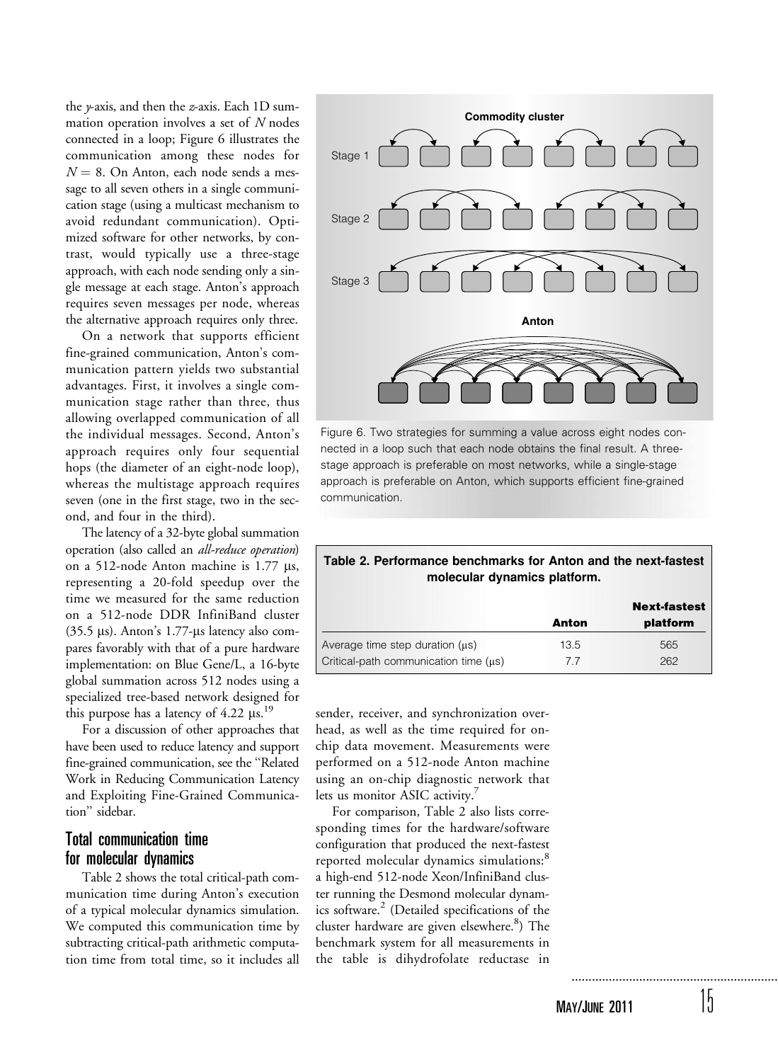the *y*-axis, and then the *z*-axis. Each 1D summation operation involves a set of $N$ nodes connected in a loop; Figure 6 illustrates the communication among these nodes for $N = 8$. On Anton, each node sends a message to all seven others in a single communication stage (using a multicast mechanism to avoid redundant communication). Optimized software for other networks, by contrast, would typically use a three-stage approach, with each node sending only a single message at each stage. Anton's approach requires seven messages per node, whereas the alternative approach requires only three.

On a network that supports efficient fine-grained communication, Anton's communication pattern yields two substantial advantages. First, it involves a single communication stage rather than three, thus allowing overlapped communication of all the individual messages. Second, Anton's approach requires only four sequential hops (the diameter of an eight-node loop), whereas the multistage approach requires seven (one in the first stage, two in the second, and four in the third).

The latency of a 32-byte global summation operation (also called an *all-reduce operation*) on a 512-node Anton machine is 1.77 μs, representing a 20-fold speedup over the time we measured for the same reduction on a 512-node DDR InfiniBand cluster (35.5 μs). Anton's 1.77-μs latency also compares favorably with that of a pure hardware implementation: on Blue Gene/L, a 16-byte global summation across 512 nodes using a specialized tree-based network designed for this purpose has a latency of 4.22 μs.[19]

For a discussion of other approaches that have been used to reduce latency and support fine-grained communication, see the "Related Work in Reducing Communication Latency and Exploiting Fine-Grained Communication" sidebar.

Figure 6. Two strategies for summing a value across eight nodes connected in a loop such that each node obtains the final result. A three-stage approach is preferable on most networks, while a single-stage approach is preferable on Anton, which supports efficient fine-grained communication.

## Total communication time for molecular dynamics

Table 2 shows the total critical-path communication time during Anton's execution of a typical molecular dynamics simulation. We computed this communication time by subtracting critical-path arithmetic computation time from total time, so it includes all sender, receiver, and synchronization overhead, as well as the time required for on-chip data movement. Measurements were performed on a 512-node Anton machine using an on-chip diagnostic network that lets us monitor ASIC activity.[7]

**Table 2. Performance benchmarks for Anton and the next-fastest molecular dynamics platform.**

| | Anton | Next-fastest platform |
|---|---|---|
| Average time step duration (μs) | 13.5 | 565 |
| Critical-path communication time (μs) | 7.7 | 262 |

For comparison, Table 2 also lists corresponding times for the hardware/software configuration that produced the next-fastest reported molecular dynamics simulations:[8] a high-end 512-node Xeon/InfiniBand cluster running the Desmond molecular dynamics software.[2] (Detailed specifications of the cluster hardware are given elsewhere.[8]) The benchmark system for all measurements in the table is dihydrofolate reductase in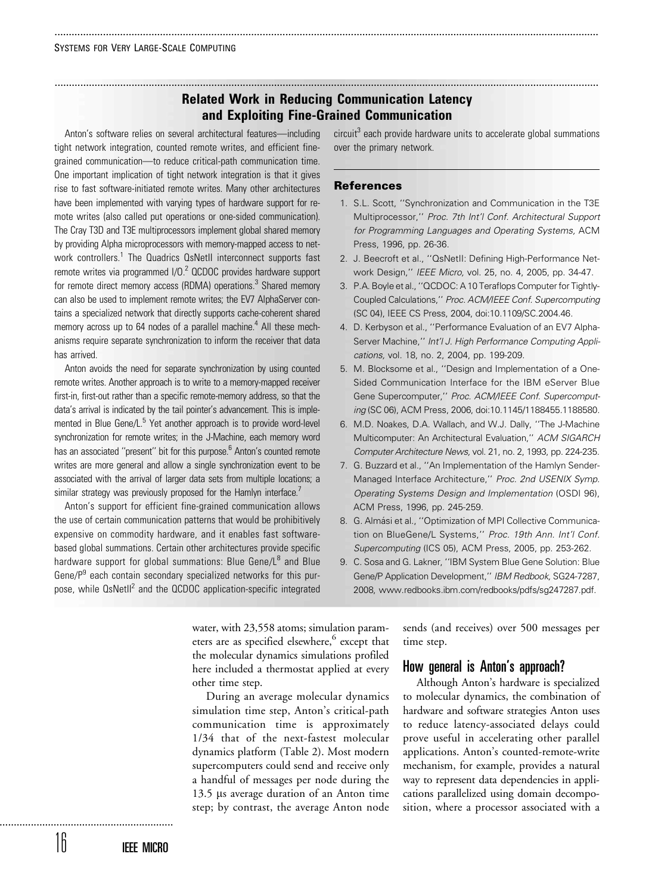## Related Work in Reducing Communication Latency and Exploiting Fine-Grained Communication

Anton's software relies on several architectural features—including tight network integration, counted remote writes, and efficient fine-grained communication—to reduce critical-path communication time. One important implication of tight network integration is that it gives rise to fast software-initiated remote writes. Many other architectures have been implemented with varying types of hardware support for remote writes (also called put operations or one-sided communication). The Cray T3D and T3E multiprocessors implement global shared memory by providing Alpha microprocessors with memory-mapped access to network controllers.[1] The Quadrics QsNetII interconnect supports fast remote writes via programmed I/O.[2] QCDOC provides hardware support for remote direct memory access (RDMA) operations.[3] Shared memory can also be used to implement remote writes; the EV7 AlphaServer contains a specialized network that directly supports cache-coherent shared memory across up to 64 nodes of a parallel machine.[4] All these mechanisms require separate synchronization to inform the receiver that data has arrived.

Anton avoids the need for separate synchronization by using counted remote writes. Another approach is to write to a memory-mapped receiver first-in, first-out rather than a specific remote-memory address, so that the data's arrival is indicated by the tail pointer's advancement. This is implemented in Blue Gene/L.[5] Yet another approach is to provide word-level synchronization for remote writes; in the J-Machine, each memory word has an associated "present" bit for this purpose.[6] Anton's counted remote writes are more general and allow a single synchronization event to be associated with the arrival of larger data sets from multiple locations; a similar strategy was previously proposed for the Hamlyn interface.[7]

Anton's support for efficient fine-grained communication allows the use of certain communication patterns that would be prohibitively expensive on commodity hardware, and it enables fast software-based global summations. Certain other architectures provide specific hardware support for global summations: Blue Gene/L[8] and Blue Gene/P[9] each contain secondary specialized networks for this purpose, while QsNetII[2] and the QCDOC application-specific integrated circuit[3] each provide hardware units to accelerate global summations over the primary network.

### References

1. S.L. Scott, "Synchronization and Communication in the T3E Multiprocessor," *Proc. 7th Int'l Conf. Architectural Support for Programming Languages and Operating Systems,* ACM Press, 1996, pp. 26-36.
2. J. Beecroft et al., "QsNetII: Defining High-Performance Network Design," *IEEE Micro,* vol. 25, no. 4, 2005, pp. 34-47.
3. P.A. Boyle et al., "QCDOC: A 10 Teraflops Computer for Tightly-Coupled Calculations," *Proc. ACM/IEEE Conf. Supercomputing* (SC 04), IEEE CS Press, 2004, doi:10.1109/SC.2004.46.
4. D. Kerbyson et al., "Performance Evaluation of an EV7 Alpha-Server Machine," *Int'l J. High Performance Computing Applications,* vol. 18, no. 2, 2004, pp. 199-209.
5. M. Blocksome et al., "Design and Implementation of a One-Sided Communication Interface for the IBM eServer Blue Gene Supercomputer," *Proc. ACM/IEEE Conf. Supercomputing* (SC 06), ACM Press, 2006, doi:10.1145/1188455.1188580.
6. M.D. Noakes, D.A. Wallach, and W.J. Dally, "The J-Machine Multicomputer: An Architectural Evaluation," *ACM SIGARCH Computer Architecture News,* vol. 21, no. 2, 1993, pp. 224-235.
7. G. Buzzard et al., "An Implementation of the Hamlyn Sender-Managed Interface Architecture," *Proc. 2nd USENIX Symp. Operating Systems Design and Implementation* (OSDI 96), ACM Press, 1996, pp. 245-259.
8. G. Almási et al., "Optimization of MPI Collective Communication on BlueGene/L Systems," *Proc. 19th Ann. Int'l Conf. Supercomputing* (ICS 05), ACM Press, 2005, pp. 253-262.
9. C. Sosa and G. Lakner, "IBM System Blue Gene Solution: Blue Gene/P Application Development," *IBM Redbook,* SG24-7287, 2008, www.redbooks.ibm.com/redbooks/pdfs/sg247287.pdf.

---

water, with 23,558 atoms; simulation parameters are as specified elsewhere,[6] except that the molecular dynamics simulations profiled here included a thermostat applied at every other time step.

During an average molecular dynamics simulation time step, Anton's critical-path communication time is approximately 1/34 that of the next-fastest molecular dynamics platform (Table 2). Most modern supercomputers could send and receive only a handful of messages per node during the 13.5 μs average duration of an Anton time step; by contrast, the average Anton node sends (and receives) over 500 messages per time step.

## How general is Anton's approach?

Although Anton's hardware is specialized to molecular dynamics, the combination of hardware and software strategies Anton uses to reduce latency-associated delays could prove useful in accelerating other parallel applications. Anton's counted-remote-write mechanism, for example, provides a natural way to represent data dependencies in applications parallelized using domain decomposition, where a processor associated with a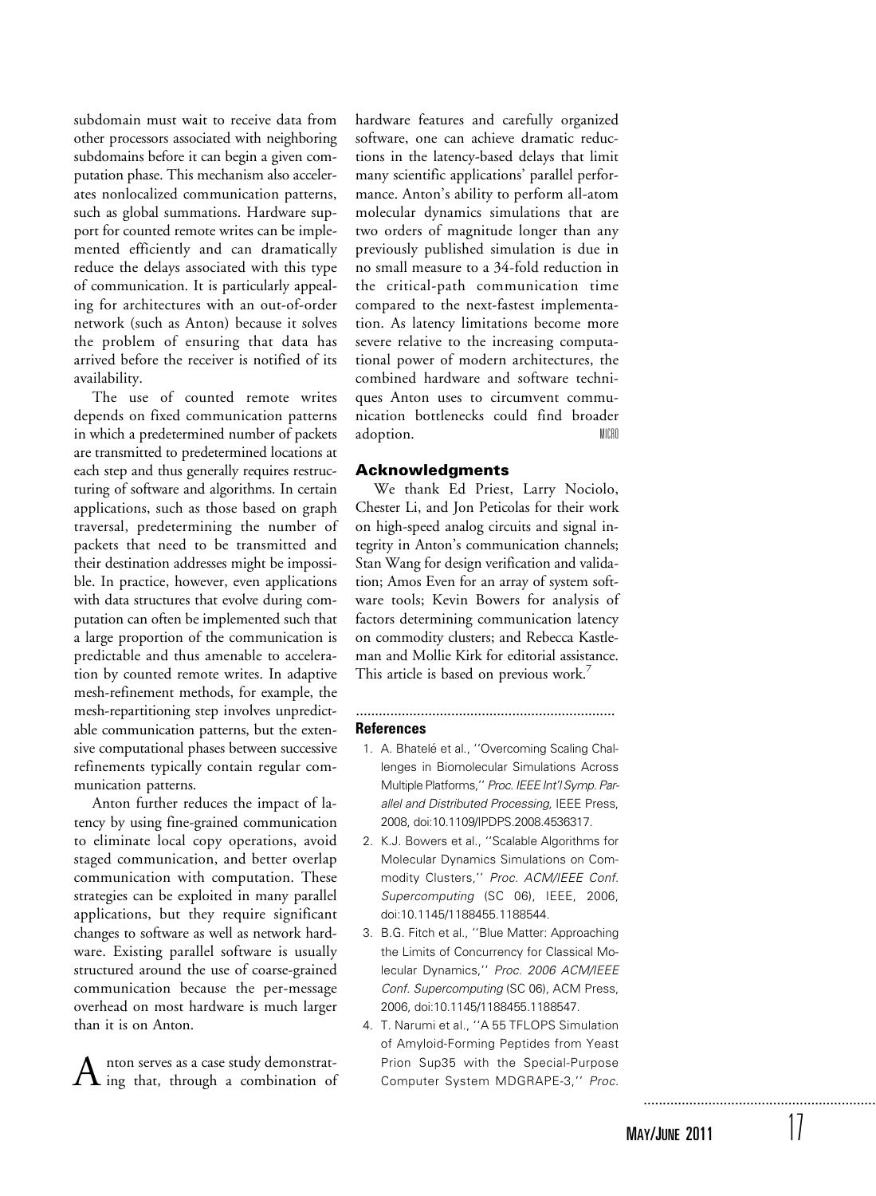subdomain must wait to receive data from other processors associated with neighboring subdomains before it can begin a given computation phase. This mechanism also accelerates nonlocalized communication patterns, such as global summations. Hardware support for counted remote writes can be implemented efficiently and can dramatically reduce the delays associated with this type of communication. It is particularly appealing for architectures with an out-of-order network (such as Anton) because it solves the problem of ensuring that data has arrived before the receiver is notified of its availability.

The use of counted remote writes depends on fixed communication patterns in which a predetermined number of packets are transmitted to predetermined locations at each step and thus generally requires restructuring of software and algorithms. In certain applications, such as those based on graph traversal, predetermining the number of packets that need to be transmitted and their destination addresses might be impossible. In practice, however, even applications with data structures that evolve during computation can often be implemented such that a large proportion of the communication is predictable and thus amenable to acceleration by counted remote writes. In adaptive mesh-refinement methods, for example, the mesh-repartitioning step involves unpredictable communication patterns, but the extensive computational phases between successive refinements typically contain regular communication patterns.

Anton further reduces the impact of latency by using fine-grained communication to eliminate local copy operations, avoid staged communication, and better overlap communication with computation. These strategies can be exploited in many parallel applications, but they require significant changes to software as well as network hardware. Existing parallel software is usually structured around the use of coarse-grained communication because the per-message overhead on most hardware is much larger than it is on Anton.

Anton serves as a case study demonstrating that, through a combination of hardware features and carefully organized software, one can achieve dramatic reductions in the latency-based delays that limit many scientific applications' parallel performance. Anton's ability to perform all-atom molecular dynamics simulations that are two orders of magnitude longer than any previously published simulation is due in no small measure to a 34-fold reduction in the critical-path communication time compared to the next-fastest implementation. As latency limitations become more severe relative to the increasing computational power of modern architectures, the combined hardware and software techniques Anton uses to circumvent communication bottlenecks could find broader adoption. MICRO

## Acknowledgments

We thank Ed Priest, Larry Nociolo, Chester Li, and Jon Peticolas for their work on high-speed analog circuits and signal integrity in Anton's communication channels; Stan Wang for design verification and validation; Amos Even for an array of system software tools; Kevin Bowers for analysis of factors determining communication latency on commodity clusters; and Rebecca Kastleman and Mollie Kirk for editorial assistance. This article is based on previous work.[7]

## References

1. A. Bhatelé et al., "Overcoming Scaling Challenges in Biomolecular Simulations Across Multiple Platforms," *Proc. IEEE Int'l Symp. Parallel and Distributed Processing,* IEEE Press, 2008, doi:10.1109/IPDPS.2008.4536317.
2. K.J. Bowers et al., "Scalable Algorithms for Molecular Dynamics Simulations on Commodity Clusters," *Proc. ACM/IEEE Conf. Supercomputing* (SC 06), IEEE, 2006, doi:10.1145/1188455.1188544.
3. B.G. Fitch et al., "Blue Matter: Approaching the Limits of Concurrency for Classical Molecular Dynamics," *Proc. 2006 ACM/IEEE Conf. Supercomputing* (SC 06), ACM Press, 2006, doi:10.1145/1188455.1188547.
4. T. Narumi et al., "A 55 TFLOPS Simulation of Amyloid-Forming Peptides from Yeast Prion Sup35 with the Special-Purpose Computer System MDGRAPE-3," *Proc.*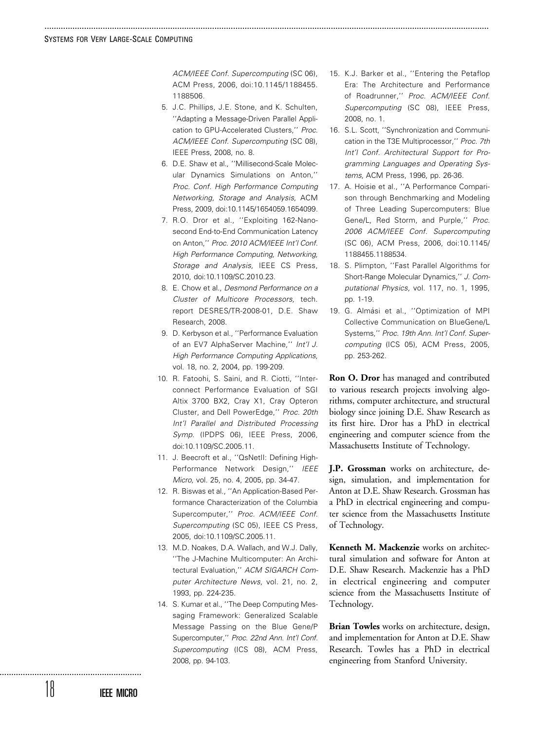ACM/IEEE Conf. Supercomputing (SC 06), ACM Press, 2006, doi:10.1145/1188455.1188506.

5. J.C. Phillips, J.E. Stone, and K. Schulten, ''Adapting a Message-Driven Parallel Application to GPU-Accelerated Clusters,'' *Proc. ACM/IEEE Conf. Supercomputing* (SC 08), IEEE Press, 2008, no. 8.
6. D.E. Shaw et al., ''Millisecond-Scale Molecular Dynamics Simulations on Anton,'' *Proc. Conf. High Performance Computing Networking, Storage and Analysis*, ACM Press, 2009, doi:10.1145/1654059.1654099.
7. R.O. Dror et al., ''Exploiting 162-Nanosecond End-to-End Communication Latency on Anton,'' *Proc. 2010 ACM/IEEE Int'l Conf. High Performance Computing, Networking, Storage and Analysis*, IEEE CS Press, 2010, doi:10.1109/SC.2010.23.
8. E. Chow et al., *Desmond Performance on a Cluster of Multicore Processors*, tech. report DESRES/TR-2008-01, D.E. Shaw Research, 2008.
9. D. Kerbyson et al., ''Performance Evaluation of an EV7 AlphaServer Machine,'' *Int'l J. High Performance Computing Applications*, vol. 18, no. 2, 2004, pp. 199-209.
10. R. Fatoohi, S. Saini, and R. Ciotti, ''Interconnect Performance Evaluation of SGI Altix 3700 BX2, Cray X1, Cray Opteron Cluster, and Dell PowerEdge,'' *Proc. 20th Int'l Parallel and Distributed Processing Symp.* (IPDPS 06), IEEE Press, 2006, doi:10.1109/SC.2005.11.
11. J. Beecroft et al., ''QsNetII: Defining High-Performance Network Design,'' *IEEE Micro*, vol. 25, no. 4, 2005, pp. 34-47.
12. R. Biswas et al., ''An Application-Based Performance Characterization of the Columbia Supercomputer,'' *Proc. ACM/IEEE Conf. Supercomputing* (SC 05), IEEE CS Press, 2005, doi:10.1109/SC.2005.11.
13. M.D. Noakes, D.A. Wallach, and W.J. Dally, ''The J-Machine Multicomputer: An Architectural Evaluation,'' *ACM SIGARCH Computer Architecture News*, vol. 21, no. 2, 1993, pp. 224-235.
14. S. Kumar et al., ''The Deep Computing Messaging Framework: Generalized Scalable Message Passing on the Blue Gene/P Supercomputer,'' *Proc. 22nd Ann. Int'l Conf. Supercomputing* (ICS 08), ACM Press, 2008, pp. 94-103.
15. K.J. Barker et al., ''Entering the Petaflop Era: The Architecture and Performance of Roadrunner,'' *Proc. ACM/IEEE Conf. Supercomputing* (SC 08), IEEE Press, 2008, no. 1.
16. S.L. Scott, ''Synchronization and Communication in the T3E Multiprocessor,'' *Proc. 7th Int'l Conf. Architectural Support for Programming Languages and Operating Systems*, ACM Press, 1996, pp. 26-36.
17. A. Hoisie et al., ''A Performance Comparison through Benchmarking and Modeling of Three Leading Supercomputers: Blue Gene/L, Red Storm, and Purple,'' *Proc. 2006 ACM/IEEE Conf. Supercomputing* (SC 06), ACM Press, 2006, doi:10.1145/1188455.1188534.
18. S. Plimpton, ''Fast Parallel Algorithms for Short-Range Molecular Dynamics,'' *J. Computational Physics*, vol. 117, no. 1, 1995, pp. 1-19.
19. G. Almási et al., ''Optimization of MPI Collective Communication on BlueGene/L Systems,'' *Proc. 19th Ann. Int'l Conf. Supercomputing* (ICS 05), ACM Press, 2005, pp. 253-262.

**Ron O. Dror** has managed and contributed to various research projects involving algorithms, computer architecture, and structural biology since joining D.E. Shaw Research as its first hire. Dror has a PhD in electrical engineering and computer science from the Massachusetts Institute of Technology.

**J.P. Grossman** works on architecture, design, simulation, and implementation for Anton at D.E. Shaw Research. Grossman has a PhD in electrical engineering and computer science from the Massachusetts Institute of Technology.

**Kenneth M. Mackenzie** works on architectural simulation and software for Anton at D.E. Shaw Research. Mackenzie has a PhD in electrical engineering and computer science from the Massachusetts Institute of Technology.

**Brian Towles** works on architecture, design, and implementation for Anton at D.E. Shaw Research. Towles has a PhD in electrical engineering from Stanford University.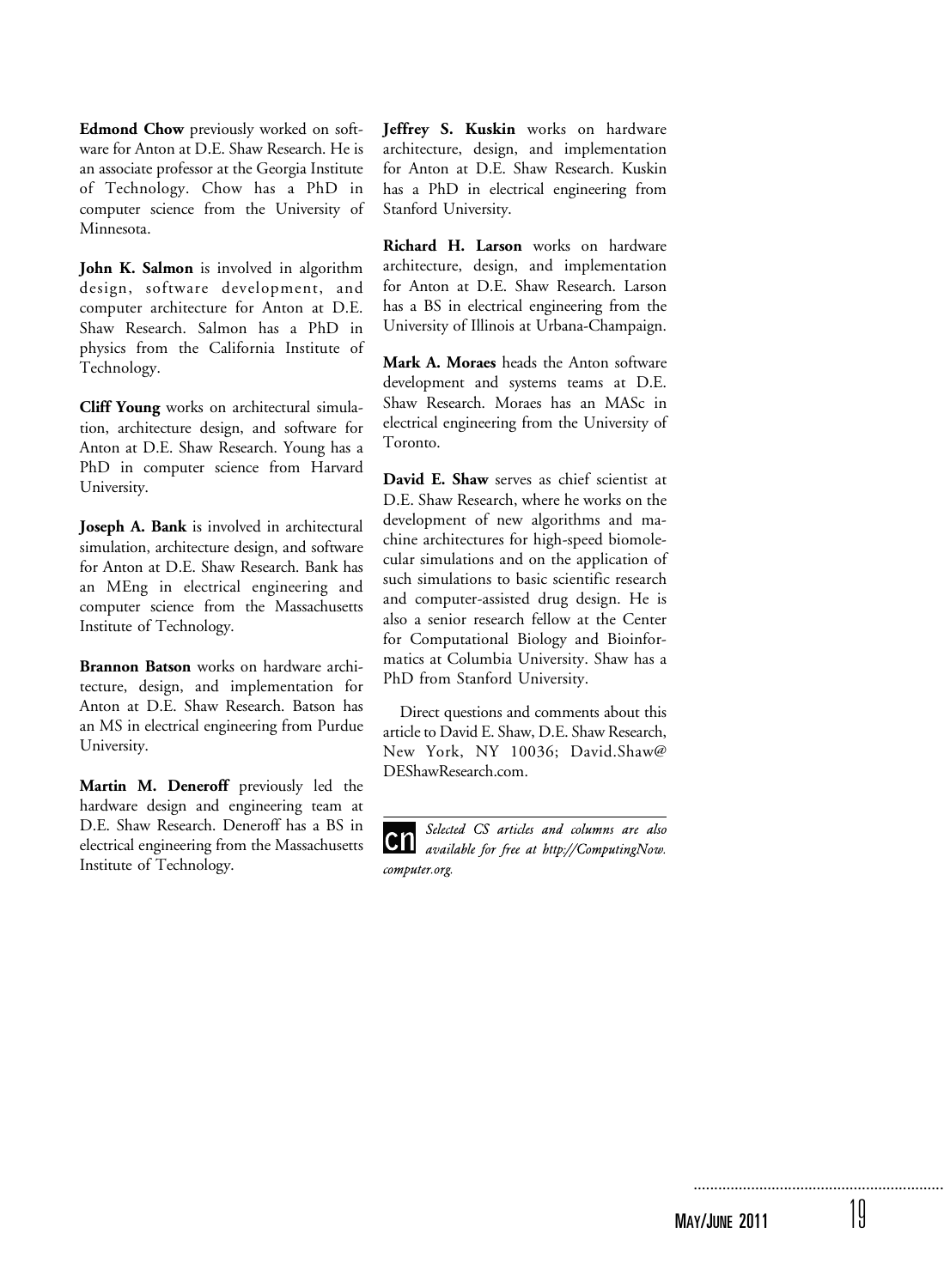**Edmond Chow** previously worked on software for Anton at D.E. Shaw Research. He is an associate professor at the Georgia Institute of Technology. Chow has a PhD in computer science from the University of Minnesota.

**John K. Salmon** is involved in algorithm design, software development, and computer architecture for Anton at D.E. Shaw Research. Salmon has a PhD in physics from the California Institute of Technology.

**Cliff Young** works on architectural simulation, architecture design, and software for Anton at D.E. Shaw Research. Young has a PhD in computer science from Harvard University.

**Joseph A. Bank** is involved in architectural simulation, architecture design, and software for Anton at D.E. Shaw Research. Bank has an MEng in electrical engineering and computer science from the Massachusetts Institute of Technology.

**Brannon Batson** works on hardware architecture, design, and implementation for Anton at D.E. Shaw Research. Batson has an MS in electrical engineering from Purdue University.

**Martin M. Deneroff** previously led the hardware design and engineering team at D.E. Shaw Research. Deneroff has a BS in electrical engineering from the Massachusetts Institute of Technology.

**Jeffrey S. Kuskin** works on hardware architecture, design, and implementation for Anton at D.E. Shaw Research. Kuskin has a PhD in electrical engineering from Stanford University.

**Richard H. Larson** works on hardware architecture, design, and implementation for Anton at D.E. Shaw Research. Larson has a BS in electrical engineering from the University of Illinois at Urbana-Champaign.

**Mark A. Moraes** heads the Anton software development and systems teams at D.E. Shaw Research. Moraes has an MASc in electrical engineering from the University of Toronto.

**David E. Shaw** serves as chief scientist at D.E. Shaw Research, where he works on the development of new algorithms and machine architectures for high-speed biomolecular simulations and on the application of such simulations to basic scientific research and computer-assisted drug design. He is also a senior research fellow at the Center for Computational Biology and Bioinformatics at Columbia University. Shaw has a PhD from Stanford University.

Direct questions and comments about this article to David E. Shaw, D.E. Shaw Research, New York, NY 10036; David.Shaw@DEShawResearch.com.

*Selected CS articles and columns are also available for free at http://ComputingNow.computer.org.*